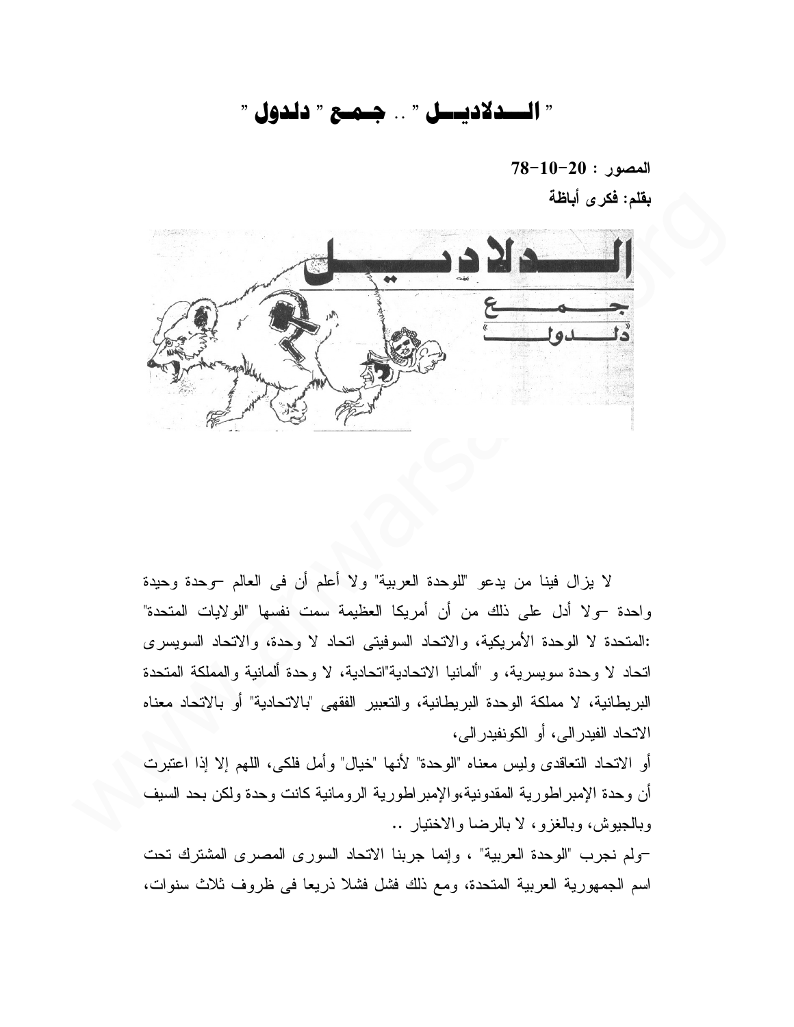# " الـــدلاديـــل " .. جـمـع " دلدول "

**المصور : 20-10-78**

**بقلم: فكرى أباظة**

لا يزال فينا من يدعو "للوحدة العربية" ولا أعلم أن فى العالم –وحدة وحيدة واحدة –ولا أدل على ذلك من أن أمريكا العظيمة سمت نفسها "الولايات المتحدة" :المتحدة لا الوحدة الأمريكية، والاتحاد السوفيتى اتحاد لا وحدة، والاتحاد السويسرى اتحاد لا وحدة سويسرية، و "ألمانيا الاتحادية"اتحادية، لا وحدة ألمانية والمملكة المتحدة البريطانية، لا مملكة الوحدة البريطانية، والتعبير الفقهى "بالاتحادية" أو بالاتحاد معناه الاتحاد الفيدرالى، أو الكونفيدرالى،

أو الاتحاد التعاقدى وليس معناه "الوحدة" لأنها "خيال" وأمل فلكى، اللهم إلا إذا اعتبرت أن وحدة الإمبراطورية المقدونية،والإمبراطورية الرومانية كانت وحدة ولكن بحد السيف وبالجيوش، وبالغزو، لا بالرضا والاختيار ..

–ولم نجرب "الوحدة العربية" ، وإنما جربنا الاتحاد السورى المصرى المشترك تحت اسم الجمهورية العربية المتحدة، ومع ذلك فشل فشلا ذريعا فى ظروف ثلاث سنوات،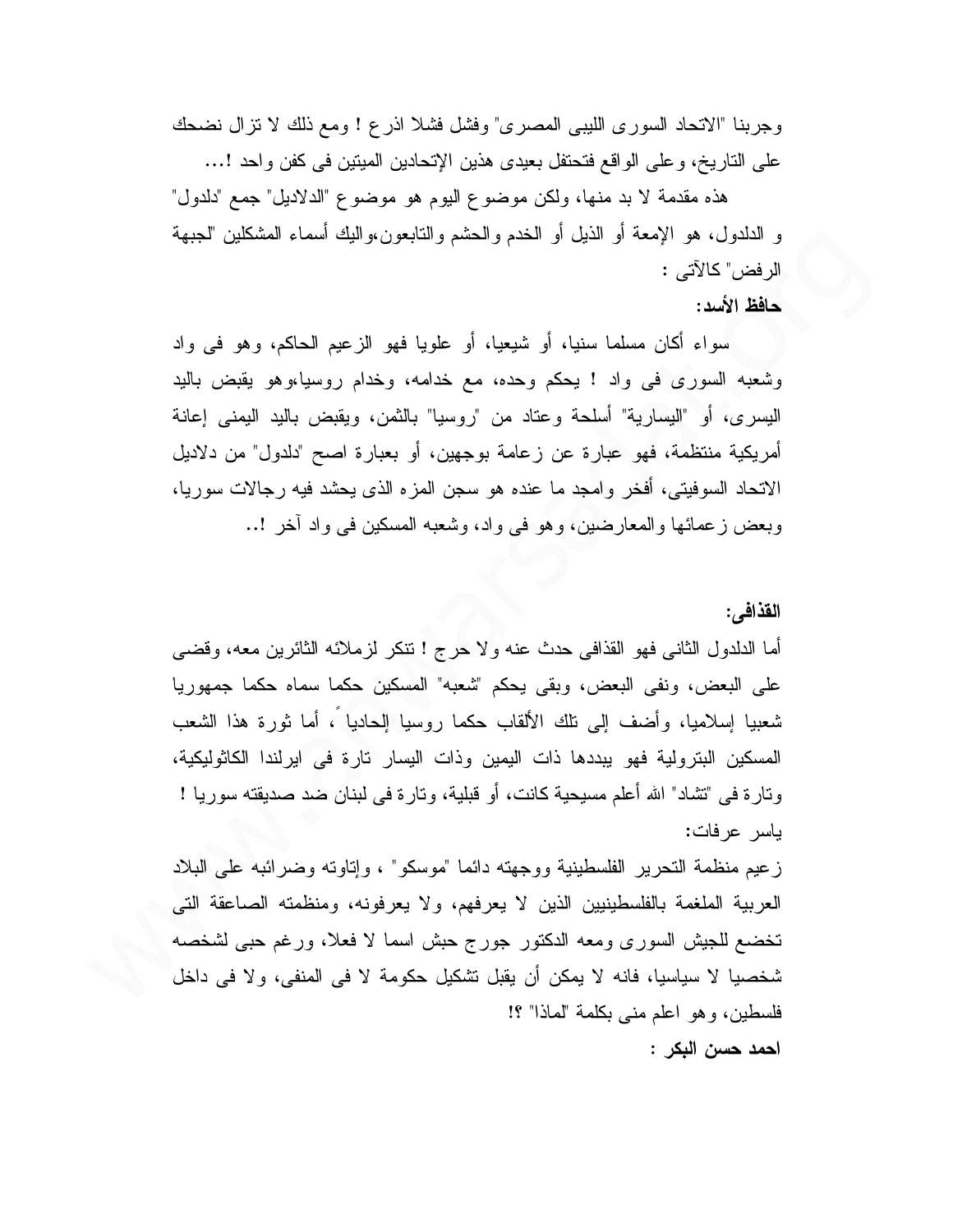وجربنا "الاتحاد السورى الليبى المصرى" وفشل فشلا اذرع ! ومع ذلك لا تزال نضحك على التاريخ، وعلى الواقع فتحتفل بعيدى هذين الإتحادين الميتين فى كفن واحد !...

هذه مقدمة لا بد منها، ولكن موضوع اليوم هو موضوع "الدلاديل" جمع "دلدول" و الدلدول، هو الإمعة أو الذيل أو الخدم والحشم والتابعون،واليك أسماء المشكلين "لجبهة الرفض" كالآتى :

**حافظ الأسد:**

سواء أكان مسلما سنيا، أو شيعيا، أو علويا فهو الزعيم الحاكم، وهو فى واد وشعبه السورى فى واد ! يحكم وحده، مع خدامه، وخدام روسيا،وهو يقبض باليد اليسرى، أو "اليسارية" أسلحة وعتاد من "روسيا" بالثمن، ويقبض باليد اليمنى إعانة أمريكية منتظمة، فهو عبارة عن زعامة بوجهين، أو بعبارة اصح "دلدول" من دلاديل الاتحاد السوفيتى، أفخر وامجد ما عنده هو سجن المزه الذى يحشد فيه رجالات سوريا، وبعض زعمائها والمعارضين، وهو فى واد، وشعبه المسكين فى واد آخر !..

**القذافى:**

أما الدلدول الثانى فهو القذافى حدث عنه ولا حرج ! تنكر لزملائه الثائرين معه، وقضى على البعض، ونفى البعض، وبقى يحكم "شعبه" المسكين حكما سماه حكما جمهوريا شعبيا إسلاميا، وأضف إلى تلك الألقاب حكما روسيا إلحادياً ، أما ثورة هذا الشعب المسكين البترولية فهو يبددها ذات اليمين وذات اليسار تارة فى ايرلندا الكاثوليكية، وتارة فى "تشاد" الله أعلم مسيحية كانت، أو قبلية، وتارة فى لبنان ضد صديقته سوريا !

ياسر عرفات:

زعيم منظمة التحرير الفلسطينية ووجهته دائما "موسكو" ، وإتاوته وضرائبه على البلاد العربية الملغمة بالفلسطينيين الذين لا يعرفهم، ولا يعرفونه، ومنظمته الصاعقة التى تخضع للجيش السورى ومعه الدكتور جورج حبش اسما لا فعلا، ورغم حبى لشخصه شخصيا لا سياسيا، فانه لا يمكن أن يقبل تشكيل حكومة لا فى المنفى، ولا فى داخل فلسطين، وهو اعلم منى بكلمة "لماذا" ؟!

**احمد حسن البكر :**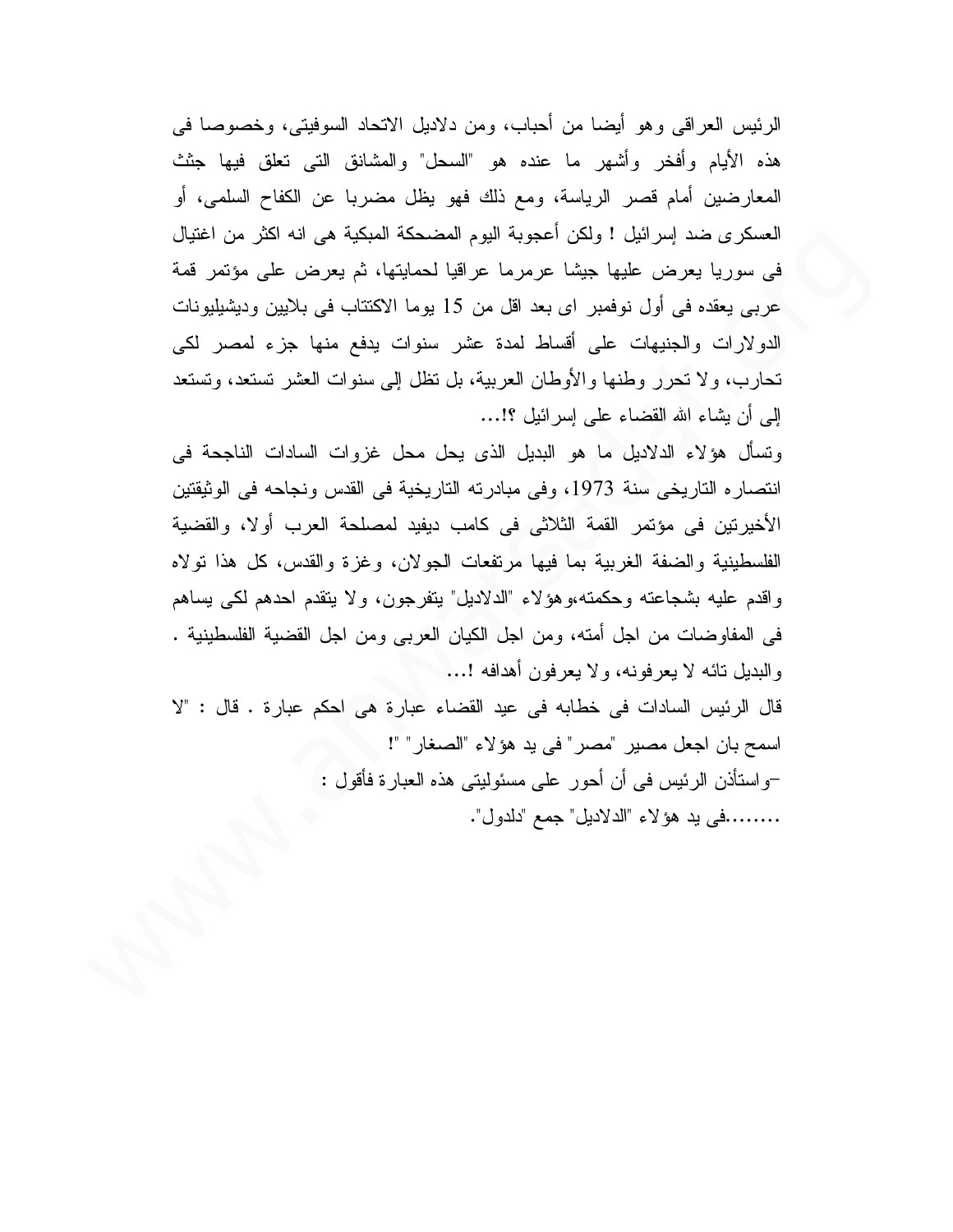الرئيس العراقى وهو أيضا من أحباب، ومن دلاديل الاتحاد السوفيتى، وخصوصا فى هذه الأيام وأفخر وأشهر ما عنده هو "السحل" والمشانق التى تعلق فيها جثث المعارضين أمام قصر الرياسة، ومع ذلك فهو يظل مضربا عن الكفاح السلمى، أو العسكرى ضد إسرائيل ! ولكن أعجوبة اليوم المضحكة المبكية هى انه اكثر من اغتيال فى سوريا يعرض عليها جيشا عرمرما عراقيا لحمايتها، ثم يعرض على مؤتمر قمة عربى يعقده فى أول نوفمبر اى بعد اقل من 15 يوما الاكتتاب فى بلايين وديشيليونات الدولارات والجنيهات على أقساط لمدة عشر سنوات يدفع منها جزء لمصر لكى تحارب، ولا تحرر وطنها والأوطان العربية، بل تظل إلى سنوات العشر تستعد، وتستعد إلى أن يشاء الله القضاء على إسرائيل ؟!...

وتسأل هؤلاء الدلاديل ما هو البديل الذى يحل محل غزوات السادات الناجحة فى انتصاره التاريخى سنة 1973، وفى مبادرته التاريخية فى القدس ونجاحه فى الوثيقتين الأخيرتين فى مؤتمر القمة الثلاثى فى كامب ديفيد لمصلحة العرب أولا، والقضية الفلسطينية والضفة الغربية بما فيها مرتفعات الجولان، وغزة والقدس، كل هذا تولاه واقدم عليه بشجاعته وحكمته،وهؤلاء "الدلاديل" يتفرجون، ولا يتقدم احدهم لكى يساهم فى المفاوضات من اجل أمته، ومن اجل الكيان العربى ومن اجل القضية الفلسطينية . والبديل تائه لا يعرفونه، ولا يعرفون أهدافه !...

قال الرئيس السادات فى خطابه فى عيد القضاء عبارة هى احكم عبارة . قال : "لا اسمح بان اجعل مصير "مصر" فى يد هؤلاء "الصغار" "!

-واستأذن الرئيس فى أن أحور على مسئوليتى هذه العبارة فأقول :

........فى يد هؤلاء "الدلاديل" جمع "دلدول".